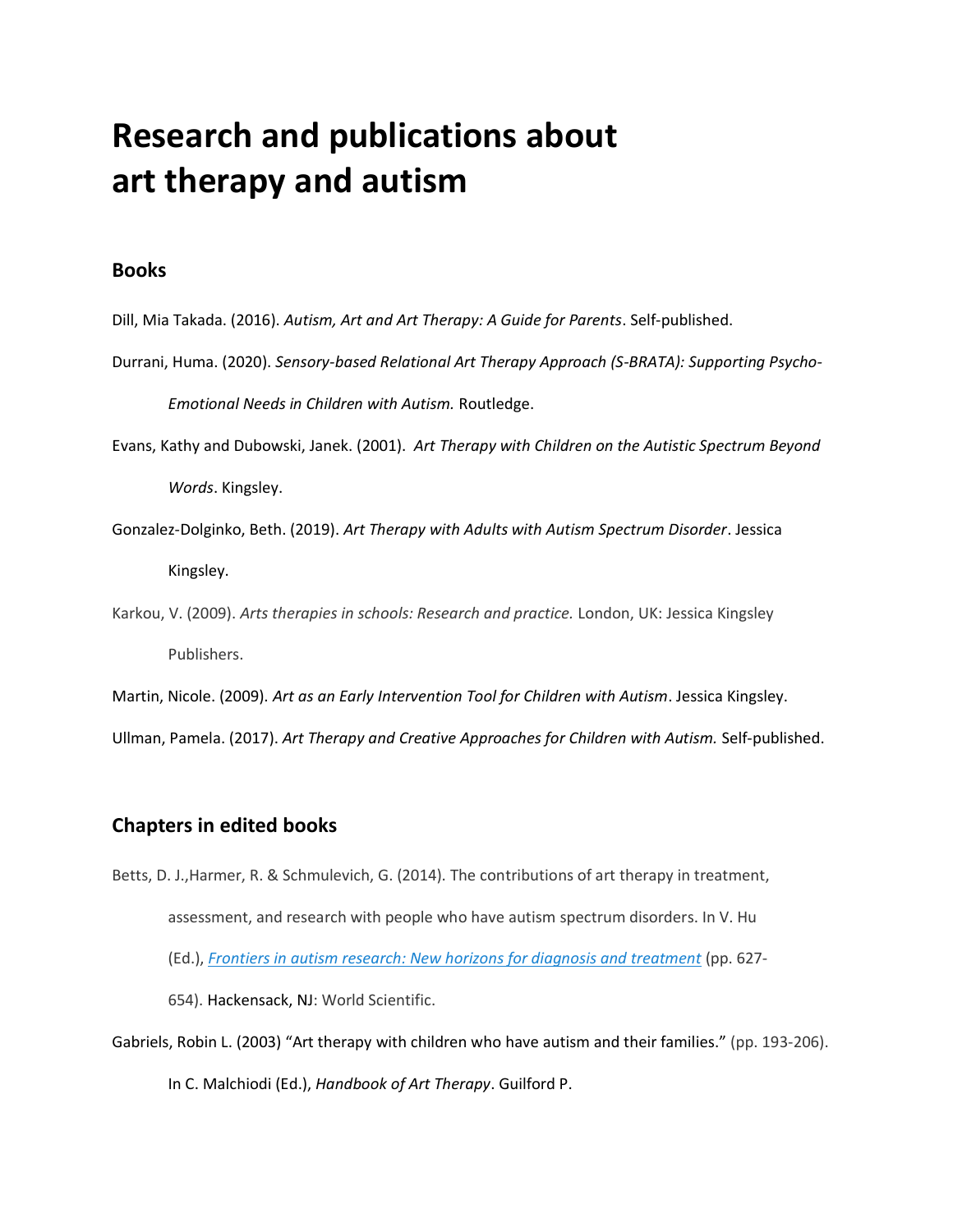# Research and publications about art therapy and autism

## Books

Dill, Mia Takada. (2016). *Autism, Art and Art Therapy: A Guide for Parents*. Self-published.

Durrani, Huma. (2020). *Sensory-based Relational Art Therapy Approach (S-BRATA): Supporting Psycho-Emotional Needs in Children with Autism.* Routledge.

Evans, Kathy and Dubowski, Janek. (2001). *Art Therapy with Children on the Autistic Spectrum Beyond Words*. Kingsley.

Gonzalez-Dolginko, Beth. (2019). *Art Therapy with Adults with Autism Spectrum Disorder*. Jessica Kingsley.

Karkou, V. (2009). *Arts therapies in schools: Research and practice.* London, UK: Jessica Kingsley Publishers.

Martin, Nicole. (2009). *Art as an Early Intervention Tool for Children with Autism*. Jessica Kingsley.

Ullman, Pamela. (2017). *Art Therapy and Creative Approaches for Children with Autism.* Self-published.

## Chapters in edited books

Betts, D. J.,Harmer, R. & Schmulevich, G. (2014). The contributions of art therapy in treatment, assessment, and research with people who have autism spectrum disorders. In V. Hu (Ed.), *Frontiers in autism research: New horizons for diagnosis and treatment* (pp. 627-654). Hackensack, NJ: World Scientific.

Gabriels, Robin L. (2003) "Art therapy with children who have autism and their families." (pp. 193-206). In C. Malchiodi (Ed.), *Handbook of Art Therapy*. Guilford P.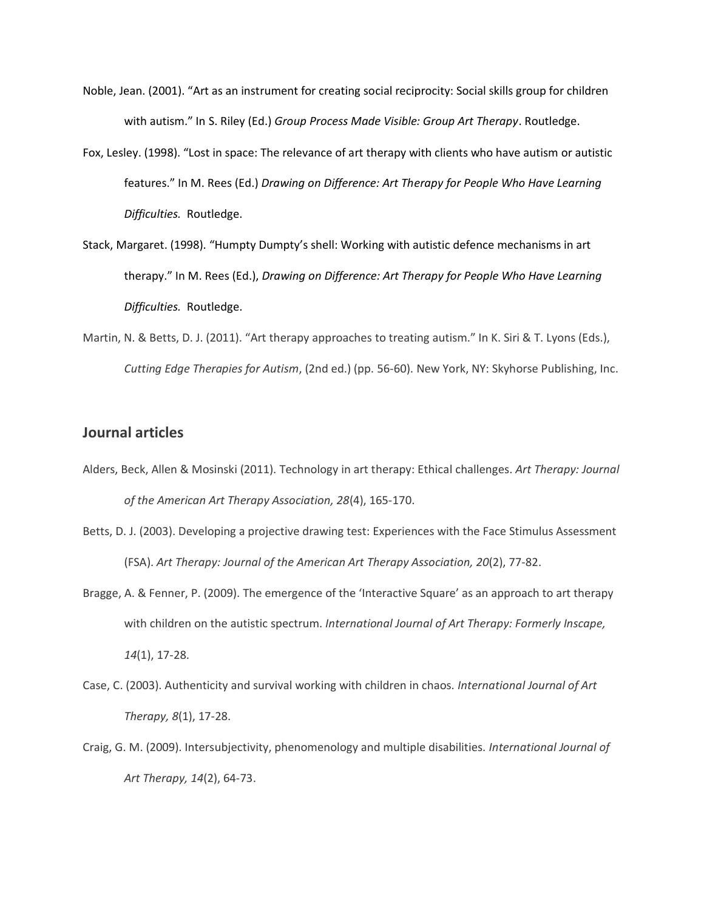Noble, Jean. (2001). “Art as an instrument for creating social reciprocity: Social skills group for children with autism.” In S. Riley (Ed.) *Group Process Made Visible: Group Art Therapy*. Routledge.

Fox, Lesley. (1998). “Lost in space: The relevance of art therapy with clients who have autism or autistic features.” In M. Rees (Ed.) *Drawing on Difference: Art Therapy for People Who Have Learning Difficulties.* Routledge.

Stack, Margaret. (1998). “Humpty Dumpty’s shell: Working with autistic defence mechanisms in art therapy.” In M. Rees (Ed.), *Drawing on Difference: Art Therapy for People Who Have Learning Difficulties.* Routledge.

Martin, N. & Betts, D. J. (2011). “Art therapy approaches to treating autism.” In K. Siri & T. Lyons (Eds.), *Cutting Edge Therapies for Autism*, (2nd ed.) (pp. 56-60). New York, NY: Skyhorse Publishing, Inc.

## Journal articles

Alders, Beck, Allen & Mosinski (2011). Technology in art therapy: Ethical challenges. *Art Therapy: Journal of the American Art Therapy Association, 28*(4), 165-170.

Betts, D. J. (2003). Developing a projective drawing test: Experiences with the Face Stimulus Assessment (FSA). *Art Therapy: Journal of the American Art Therapy Association, 20*(2), 77-82.

Bragge, A. & Fenner, P. (2009). The emergence of the ‘Interactive Square’ as an approach to art therapy with children on the autistic spectrum. *International Journal of Art Therapy: Formerly Inscape, 14*(1), 17-28.

Case, C. (2003). Authenticity and survival working with children in chaos. *International Journal of Art Therapy, 8*(1), 17-28.

Craig, G. M. (2009). Intersubjectivity, phenomenology and multiple disabilities. *International Journal of Art Therapy, 14*(2), 64-73.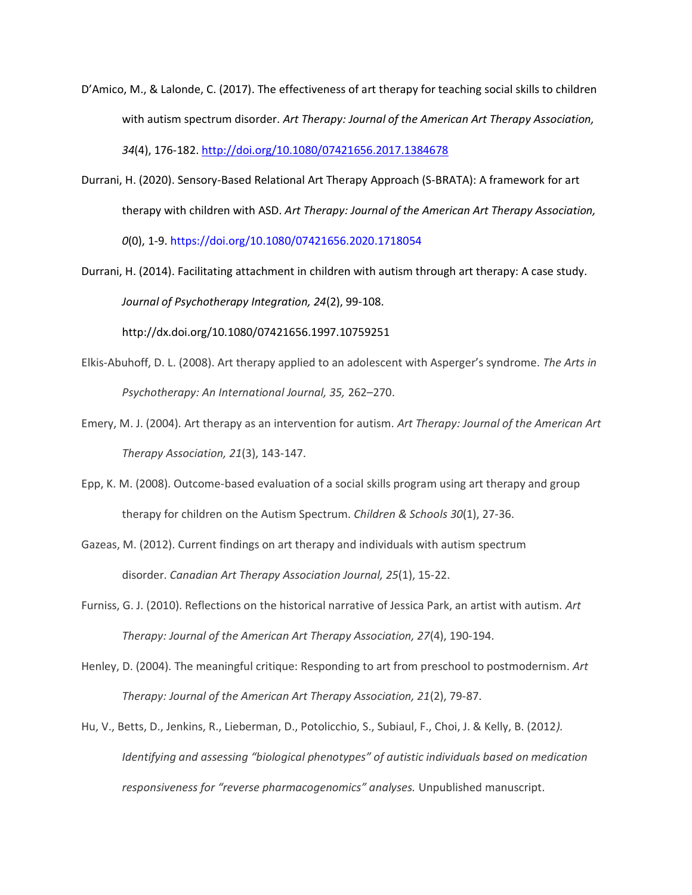D'Amico, M., & Lalonde, C. (2017). The effectiveness of art therapy for teaching social skills to children with autism spectrum disorder. *Art Therapy: Journal of the American Art Therapy Association, 34*(4), 176-182. http://doi.org/10.1080/07421656.2017.1384678

Durrani, H. (2020). Sensory-Based Relational Art Therapy Approach (S-BRATA): A framework for art therapy with children with ASD. *Art Therapy: Journal of the American Art Therapy Association, 0*(0), 1-9. https://doi.org/10.1080/07421656.2020.1718054

Durrani, H. (2014). Facilitating attachment in children with autism through art therapy: A case study. *Journal of Psychotherapy Integration, 24*(2), 99-108. http://dx.doi.org/10.1080/07421656.1997.10759251

Elkis-Abuhoff, D. L. (2008). Art therapy applied to an adolescent with Asperger's syndrome. *The Arts in Psychotherapy: An International Journal, 35,* 262–270.

Emery, M. J. (2004). Art therapy as an intervention for autism. *Art Therapy: Journal of the American Art Therapy Association, 21*(3), 143-147.

Epp, K. M. (2008). Outcome-based evaluation of a social skills program using art therapy and group therapy for children on the Autism Spectrum. *Children & Schools 30*(1), 27-36.

Gazeas, M. (2012). Current findings on art therapy and individuals with autism spectrum disorder. *Canadian Art Therapy Association Journal, 25*(1), 15-22.

Furniss, G. J. (2010). Reflections on the historical narrative of Jessica Park, an artist with autism. *Art Therapy: Journal of the American Art Therapy Association, 27*(4), 190-194.

Henley, D. (2004). The meaningful critique: Responding to art from preschool to postmodernism. *Art Therapy: Journal of the American Art Therapy Association, 21*(2), 79-87.

Hu, V., Betts, D., Jenkins, R., Lieberman, D., Potolicchio, S., Subiaul, F., Choi, J. & Kelly, B. (2012*). Identifying and assessing "biological phenotypes" of autistic individuals based on medication responsiveness for "reverse pharmacogenomics" analyses.* Unpublished manuscript.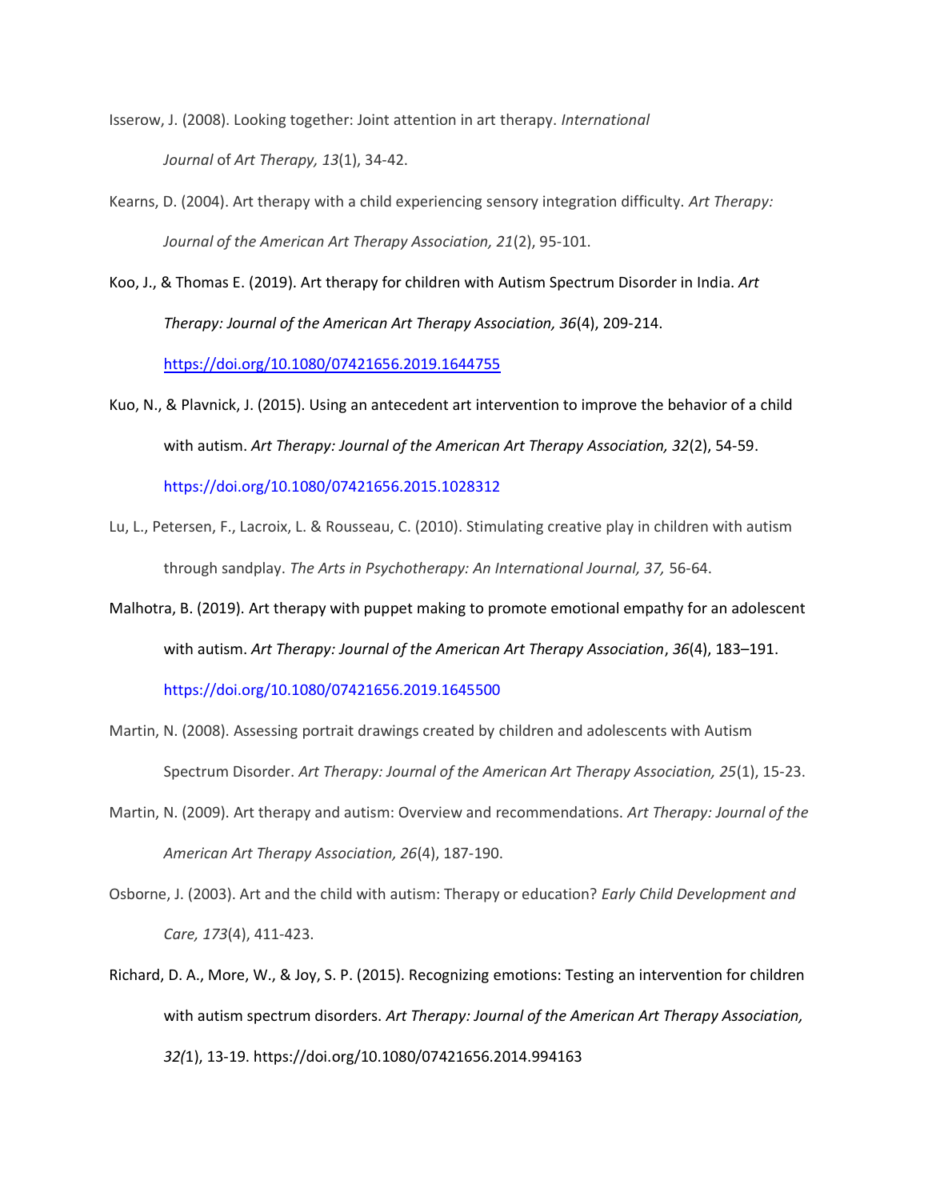Isserow, J. (2008). Looking together: Joint attention in art therapy. *International Journal* of *Art Therapy, 13*(1), 34-42.

Kearns, D. (2004). Art therapy with a child experiencing sensory integration difficulty. *Art Therapy: Journal of the American Art Therapy Association, 21*(2), 95-101.

Koo, J., & Thomas E. (2019). Art therapy for children with Autism Spectrum Disorder in India. *Art Therapy: Journal of the American Art Therapy Association, 36*(4), 209-214. https://doi.org/10.1080/07421656.2019.1644755

Kuo, N., & Plavnick, J. (2015). Using an antecedent art intervention to improve the behavior of a child with autism. *Art Therapy: Journal of the American Art Therapy Association, 32*(2), 54-59. https://doi.org/10.1080/07421656.2015.1028312

Lu, L., Petersen, F., Lacroix, L. & Rousseau, C. (2010). Stimulating creative play in children with autism through sandplay. *The Arts in Psychotherapy: An International Journal, 37,* 56-64.

Malhotra, B. (2019). Art therapy with puppet making to promote emotional empathy for an adolescent with autism. *Art Therapy: Journal of the American Art Therapy Association*, *36*(4), 183–191. https://doi.org/10.1080/07421656.2019.1645500

Martin, N. (2008). Assessing portrait drawings created by children and adolescents with Autism Spectrum Disorder. *Art Therapy: Journal of the American Art Therapy Association, 25*(1), 15-23.

Martin, N. (2009). Art therapy and autism: Overview and recommendations. *Art Therapy: Journal of the American Art Therapy Association, 26*(4), 187-190.

Osborne, J. (2003). Art and the child with autism: Therapy or education? *Early Child Development and Care, 173*(4), 411-423.

Richard, D. A., More, W., & Joy, S. P. (2015). Recognizing emotions: Testing an intervention for children with autism spectrum disorders. *Art Therapy: Journal of the American Art Therapy Association, 32(*1), 13-19. https://doi.org/10.1080/07421656.2014.994163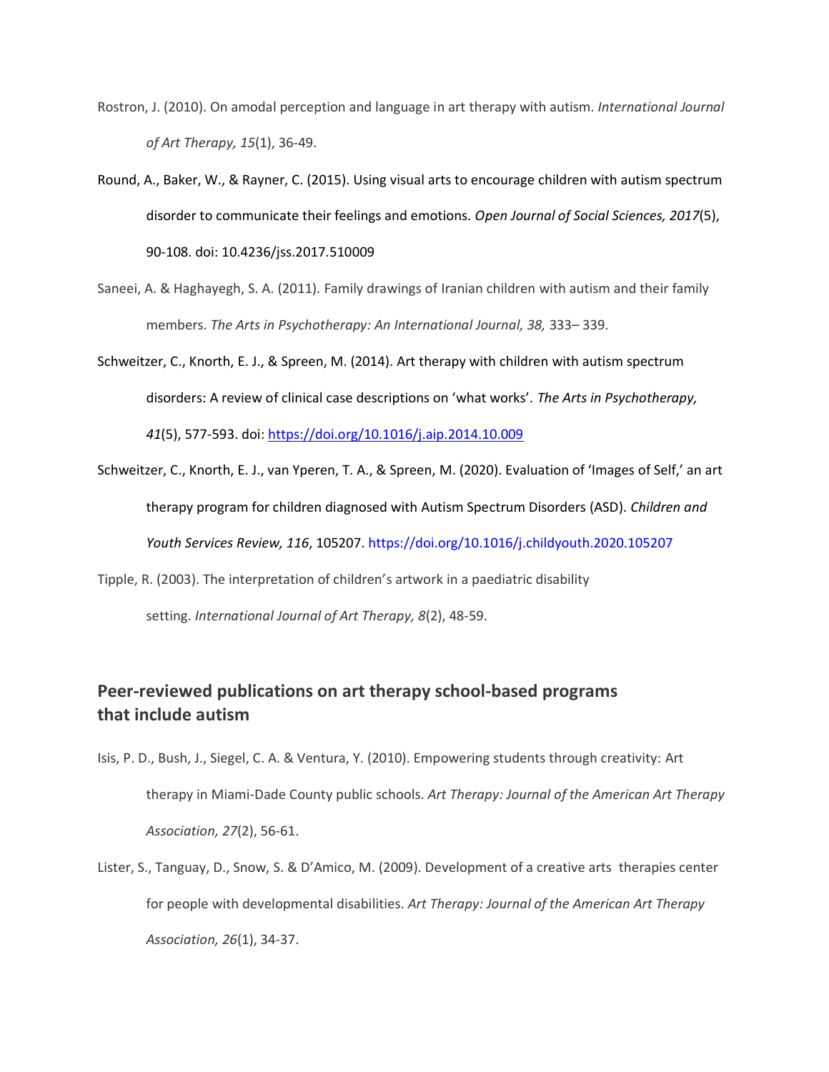Rostron, J. (2010). On amodal perception and language in art therapy with autism. *International Journal of Art Therapy, 15*(1), 36-49.

Round, A., Baker, W., & Rayner, C. (2015). Using visual arts to encourage children with autism spectrum disorder to communicate their feelings and emotions. *Open Journal of Social Sciences, 2017*(5), 90-108. doi: 10.4236/jss.2017.510009

Saneei, A. & Haghayegh, S. A. (2011). Family drawings of Iranian children with autism and their family members. *The Arts in Psychotherapy: An International Journal, 38,* 333– 339.

Schweitzer, C., Knorth, E. J., & Spreen, M. (2014). Art therapy with children with autism spectrum disorders: A review of clinical case descriptions on 'what works'. *The Arts in Psychotherapy, 41*(5), 577-593. doi: https://doi.org/10.1016/j.aip.2014.10.009

Schweitzer, C., Knorth, E. J., van Yperen, T. A., & Spreen, M. (2020). Evaluation of 'Images of Self,' an art therapy program for children diagnosed with Autism Spectrum Disorders (ASD). *Children and Youth Services Review, 116*, 105207. https://doi.org/10.1016/j.childyouth.2020.105207

Tipple, R. (2003). The interpretation of children's artwork in a paediatric disability setting. *International Journal of Art Therapy, 8*(2), 48-59.

## Peer-reviewed publications on art therapy school-based programs that include autism

Isis, P. D., Bush, J., Siegel, C. A. & Ventura, Y. (2010). Empowering students through creativity: Art therapy in Miami-Dade County public schools. *Art Therapy: Journal of the American Art Therapy Association, 27*(2), 56-61.

Lister, S., Tanguay, D., Snow, S. & D'Amico, M. (2009). Development of a creative arts therapies center for people with developmental disabilities. *Art Therapy: Journal of the American Art Therapy Association, 26*(1), 34-37.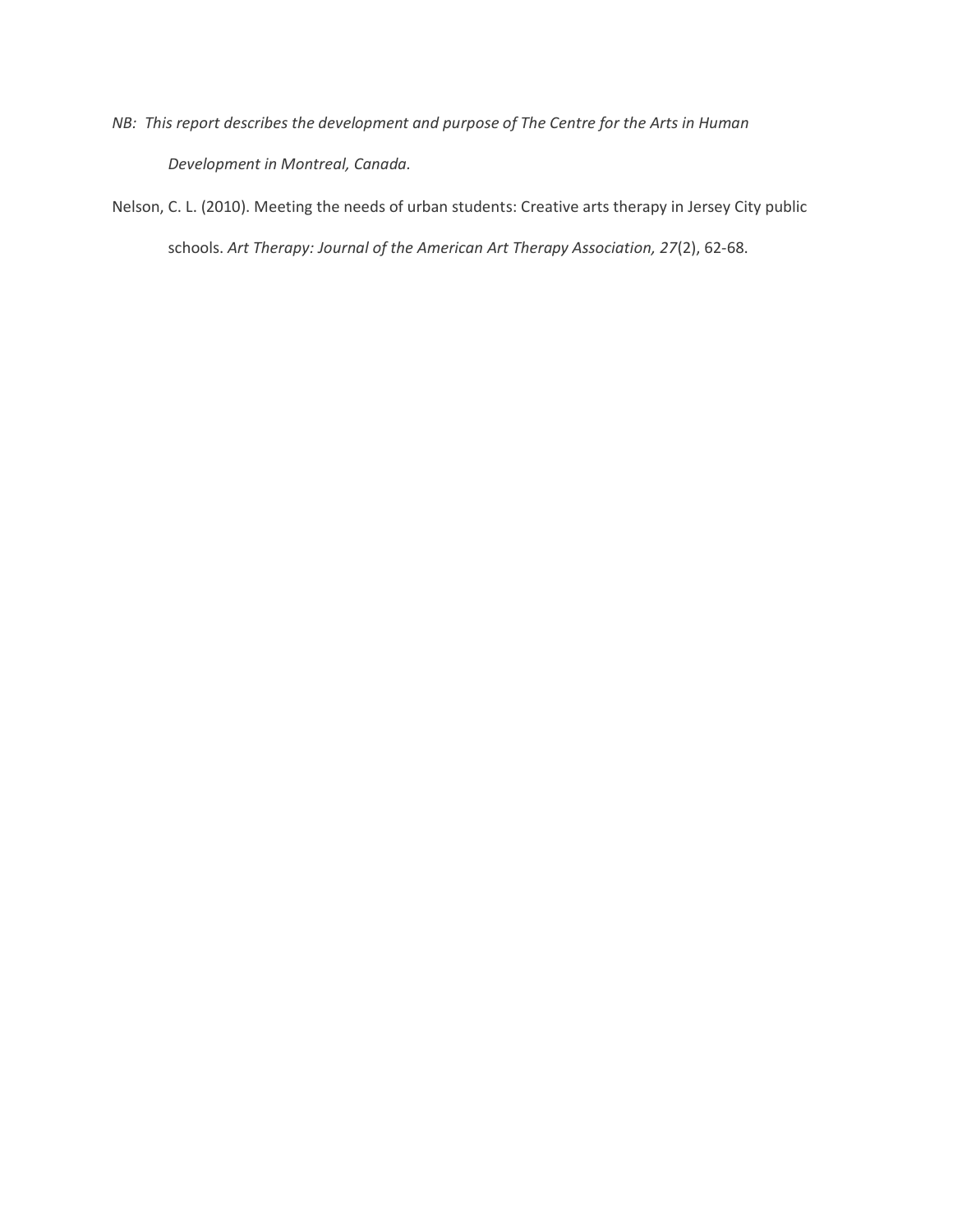*NB: This report describes the development and purpose of The Centre for the Arts in Human Development in Montreal, Canada.*

Nelson, C. L. (2010). Meeting the needs of urban students: Creative arts therapy in Jersey City public schools. *Art Therapy: Journal of the American Art Therapy Association, 27*(2), 62-68.